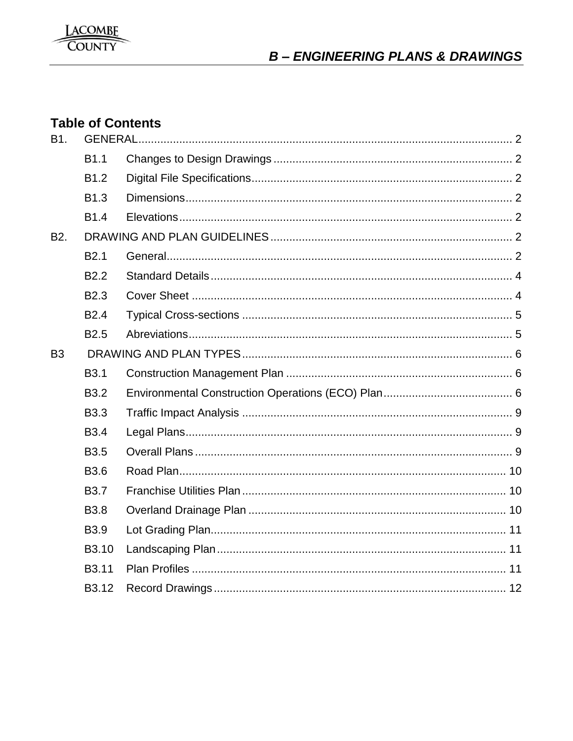# B – ENGINEERING PLANS & DRAWINGS

## Table of Contents

B1. GENERAL .......... 2
- B1.1 Changes to Design Drawings .......... 2
- B1.2 Digital File Specifications .......... 2
- B1.3 Dimensions .......... 2
- B1.4 Elevations .......... 2

B2. DRAWING AND PLAN GUIDELINES .......... 2
- B2.1 General .......... 2
- B2.2 Standard Details .......... 4
- B2.3 Cover Sheet .......... 4
- B2.4 Typical Cross-sections .......... 5
- B2.5 Abreviations .......... 5

B3 DRAWING AND PLAN TYPES .......... 6
- B3.1 Construction Management Plan .......... 6
- B3.2 Environmental Construction Operations (ECO) Plan .......... 6
- B3.3 Traffic Impact Analysis .......... 9
- B3.4 Legal Plans .......... 9
- B3.5 Overall Plans .......... 9
- B3.6 Road Plan .......... 10
- B3.7 Franchise Utilities Plan .......... 10
- B3.8 Overland Drainage Plan .......... 10
- B3.9 Lot Grading Plan .......... 11
- B3.10 Landscaping Plan .......... 11
- B3.11 Plan Profiles .......... 11
- B3.12 Record Drawings .......... 12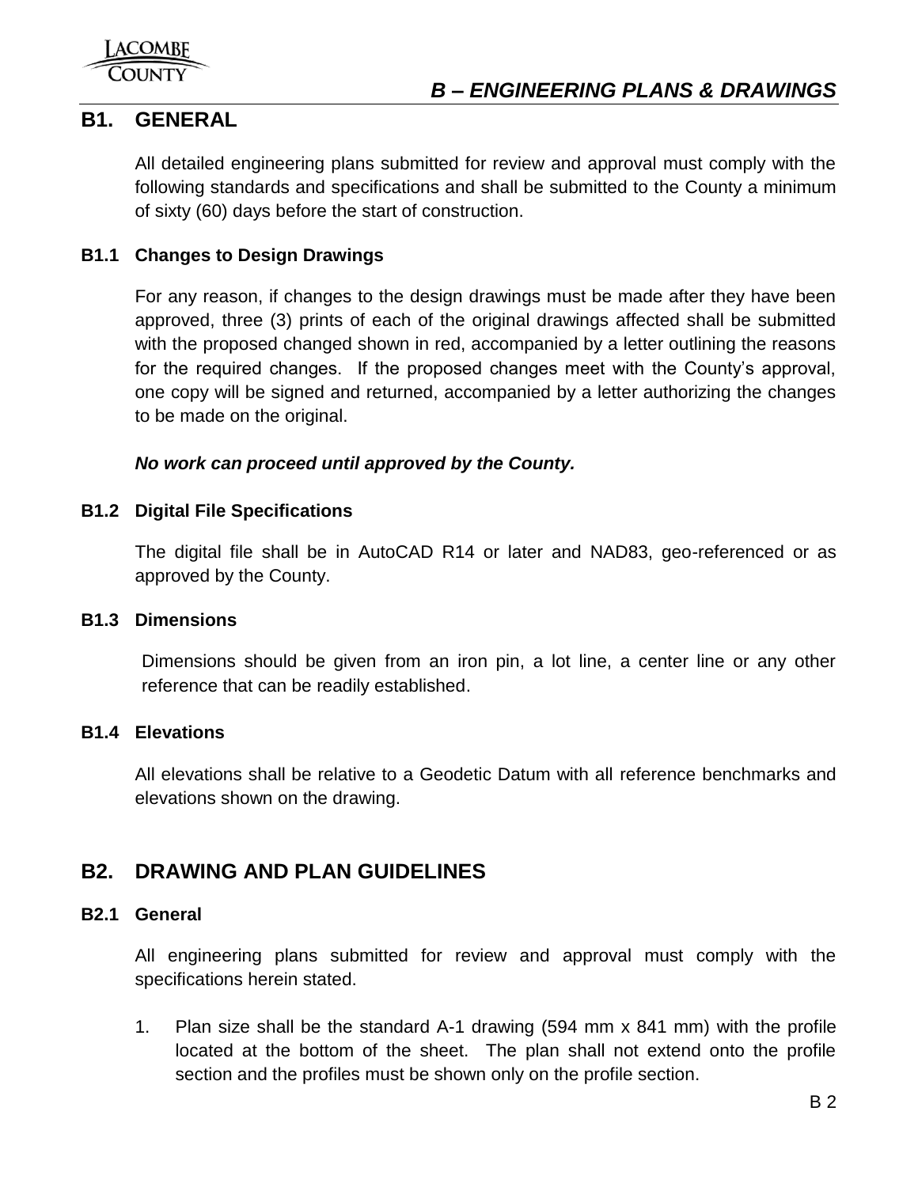# B – ENGINEERING PLANS & DRAWINGS

## B1. GENERAL

All detailed engineering plans submitted for review and approval must comply with the following standards and specifications and shall be submitted to the County a minimum of sixty (60) days before the start of construction.

### B1.1 Changes to Design Drawings

For any reason, if changes to the design drawings must be made after they have been approved, three (3) prints of each of the original drawings affected shall be submitted with the proposed changed shown in red, accompanied by a letter outlining the reasons for the required changes. If the proposed changes meet with the County's approval, one copy will be signed and returned, accompanied by a letter authorizing the changes to be made on the original.

***No work can proceed until approved by the County.***

### B1.2 Digital File Specifications

The digital file shall be in AutoCAD R14 or later and NAD83, geo-referenced or as approved by the County.

### B1.3 Dimensions

Dimensions should be given from an iron pin, a lot line, a center line or any other reference that can be readily established.

### B1.4 Elevations

All elevations shall be relative to a Geodetic Datum with all reference benchmarks and elevations shown on the drawing.

## B2. DRAWING AND PLAN GUIDELINES

### B2.1 General

All engineering plans submitted for review and approval must comply with the specifications herein stated.

1. Plan size shall be the standard A-1 drawing (594 mm x 841 mm) with the profile located at the bottom of the sheet. The plan shall not extend onto the profile section and the profiles must be shown only on the profile section.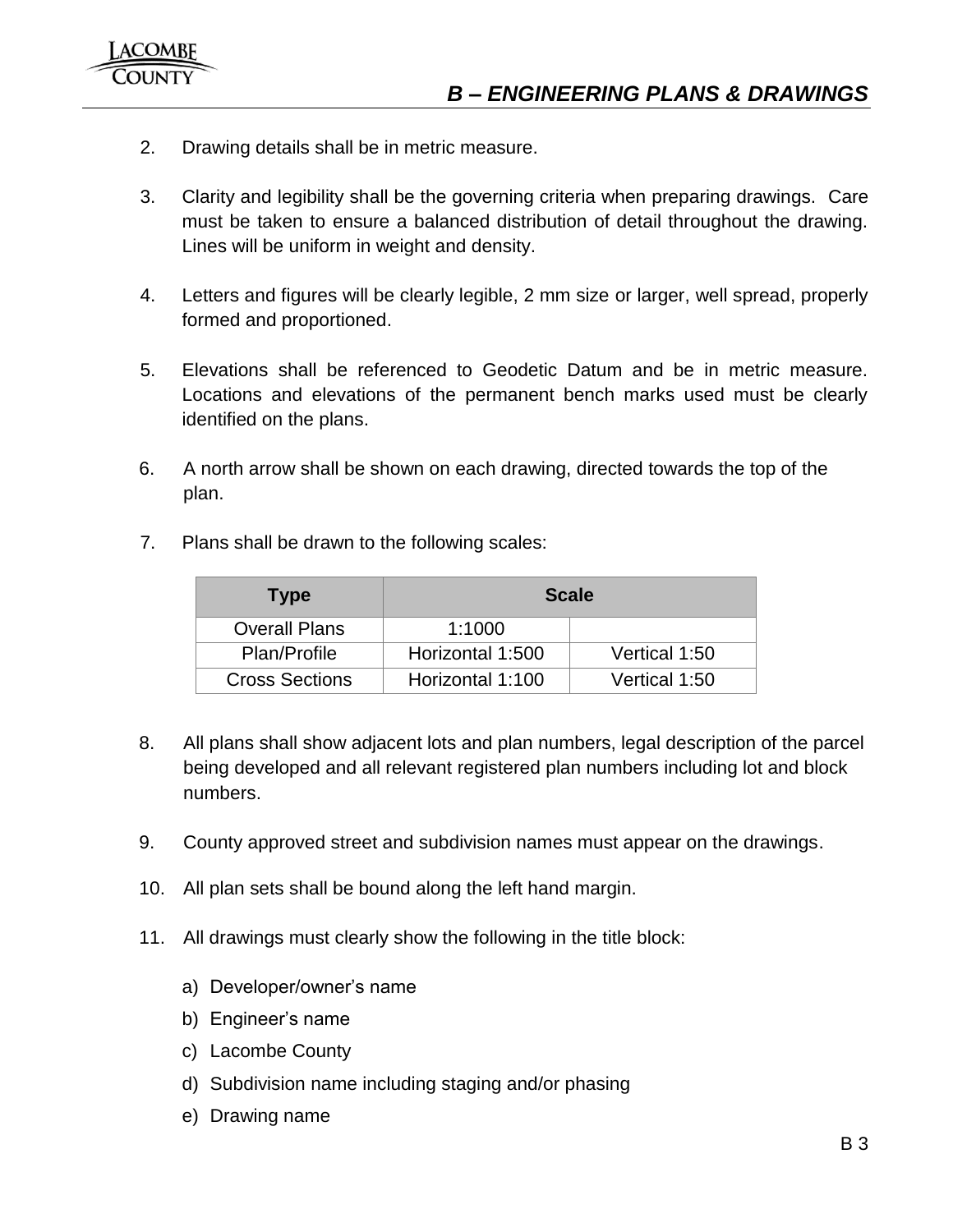2. Drawing details shall be in metric measure.

3. Clarity and legibility shall be the governing criteria when preparing drawings. Care must be taken to ensure a balanced distribution of detail throughout the drawing. Lines will be uniform in weight and density.

4. Letters and figures will be clearly legible, 2 mm size or larger, well spread, properly formed and proportioned.

5. Elevations shall be referenced to Geodetic Datum and be in metric measure. Locations and elevations of the permanent bench marks used must be clearly identified on the plans.

6. A north arrow shall be shown on each drawing, directed towards the top of the plan.

7. Plans shall be drawn to the following scales:

| Type | Scale | |
|---|---|---|
| Overall Plans | 1:1000 | |
| Plan/Profile | Horizontal 1:500 | Vertical 1:50 |
| Cross Sections | Horizontal 1:100 | Vertical 1:50 |

8. All plans shall show adjacent lots and plan numbers, legal description of the parcel being developed and all relevant registered plan numbers including lot and block numbers.

9. County approved street and subdivision names must appear on the drawings.

10. All plan sets shall be bound along the left hand margin.

11. All drawings must clearly show the following in the title block:

    a) Developer/owner's name

    b) Engineer's name

    c) Lacombe County

    d) Subdivision name including staging and/or phasing

    e) Drawing name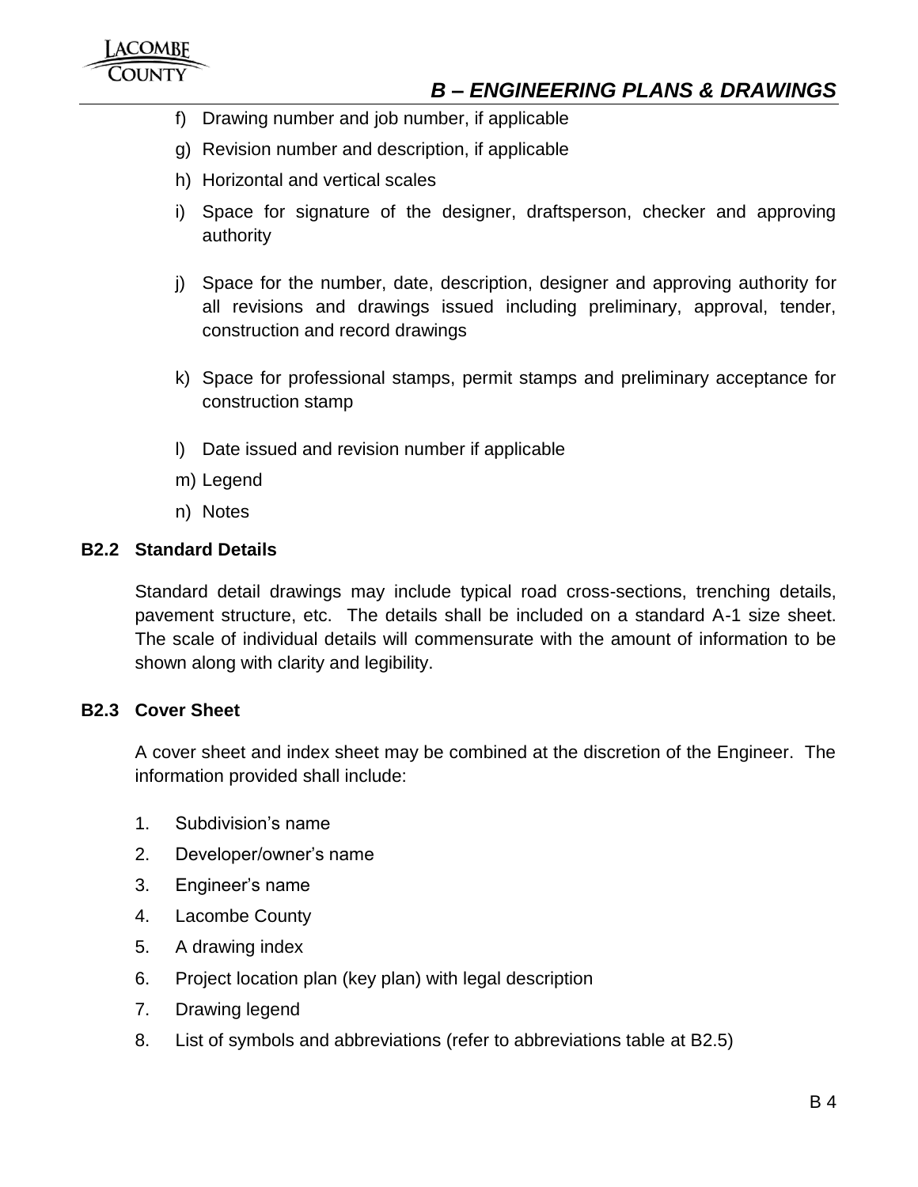f) Drawing number and job number, if applicable

g) Revision number and description, if applicable

h) Horizontal and vertical scales

i) Space for signature of the designer, draftsperson, checker and approving authority

j) Space for the number, date, description, designer and approving authority for all revisions and drawings issued including preliminary, approval, tender, construction and record drawings

k) Space for professional stamps, permit stamps and preliminary acceptance for construction stamp

l) Date issued and revision number if applicable

m) Legend

n) Notes

### B2.2 Standard Details

Standard detail drawings may include typical road cross-sections, trenching details, pavement structure, etc. The details shall be included on a standard A-1 size sheet. The scale of individual details will commensurate with the amount of information to be shown along with clarity and legibility.

### B2.3 Cover Sheet

A cover sheet and index sheet may be combined at the discretion of the Engineer. The information provided shall include:

1. Subdivision's name
2. Developer/owner's name
3. Engineer's name
4. Lacombe County
5. A drawing index
6. Project location plan (key plan) with legal description
7. Drawing legend
8. List of symbols and abbreviations (refer to abbreviations table at B2.5)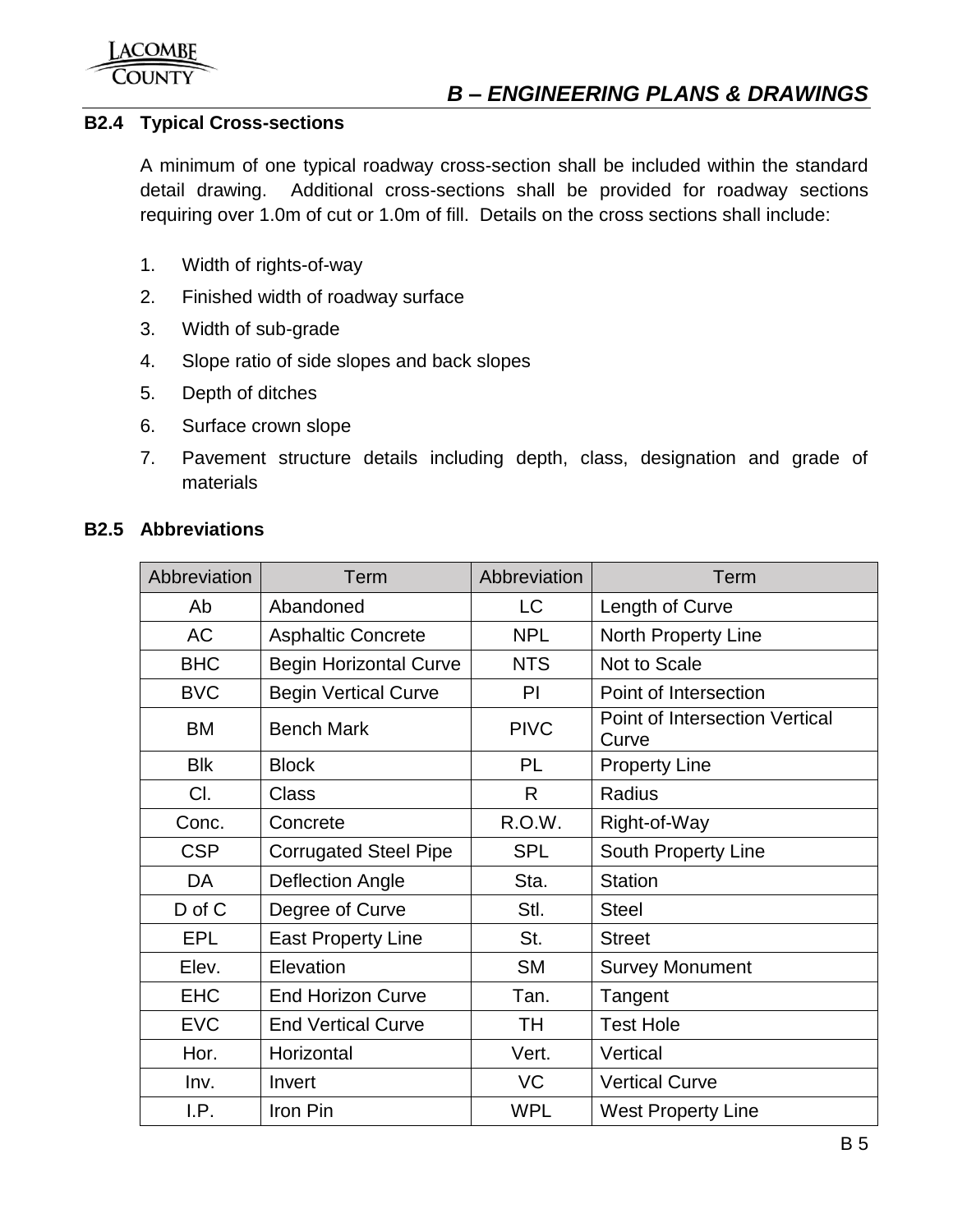### B2.4 Typical Cross-sections

A minimum of one typical roadway cross-section shall be included within the standard detail drawing. Additional cross-sections shall be provided for roadway sections requiring over 1.0m of cut or 1.0m of fill. Details on the cross sections shall include:

1. Width of rights-of-way
2. Finished width of roadway surface
3. Width of sub-grade
4. Slope ratio of side slopes and back slopes
5. Depth of ditches
6. Surface crown slope
7. Pavement structure details including depth, class, designation and grade of materials

### B2.5 Abbreviations

| Abbreviation | Term | Abbreviation | Term |
|---|---|---|---|
| Ab | Abandoned | LC | Length of Curve |
| AC | Asphaltic Concrete | NPL | North Property Line |
| BHC | Begin Horizontal Curve | NTS | Not to Scale |
| BVC | Begin Vertical Curve | PI | Point of Intersection |
| BM | Bench Mark | PIVC | Point of Intersection Vertical Curve |
| Blk | Block | PL | Property Line |
| Cl. | Class | R | Radius |
| Conc. | Concrete | R.O.W. | Right-of-Way |
| CSP | Corrugated Steel Pipe | SPL | South Property Line |
| DA | Deflection Angle | Sta. | Station |
| D of C | Degree of Curve | Stl. | Steel |
| EPL | East Property Line | St. | Street |
| Elev. | Elevation | SM | Survey Monument |
| EHC | End Horizon Curve | Tan. | Tangent |
| EVC | End Vertical Curve | TH | Test Hole |
| Hor. | Horizontal | Vert. | Vertical |
| Inv. | Invert | VC | Vertical Curve |
| I.P. | Iron Pin | WPL | West Property Line |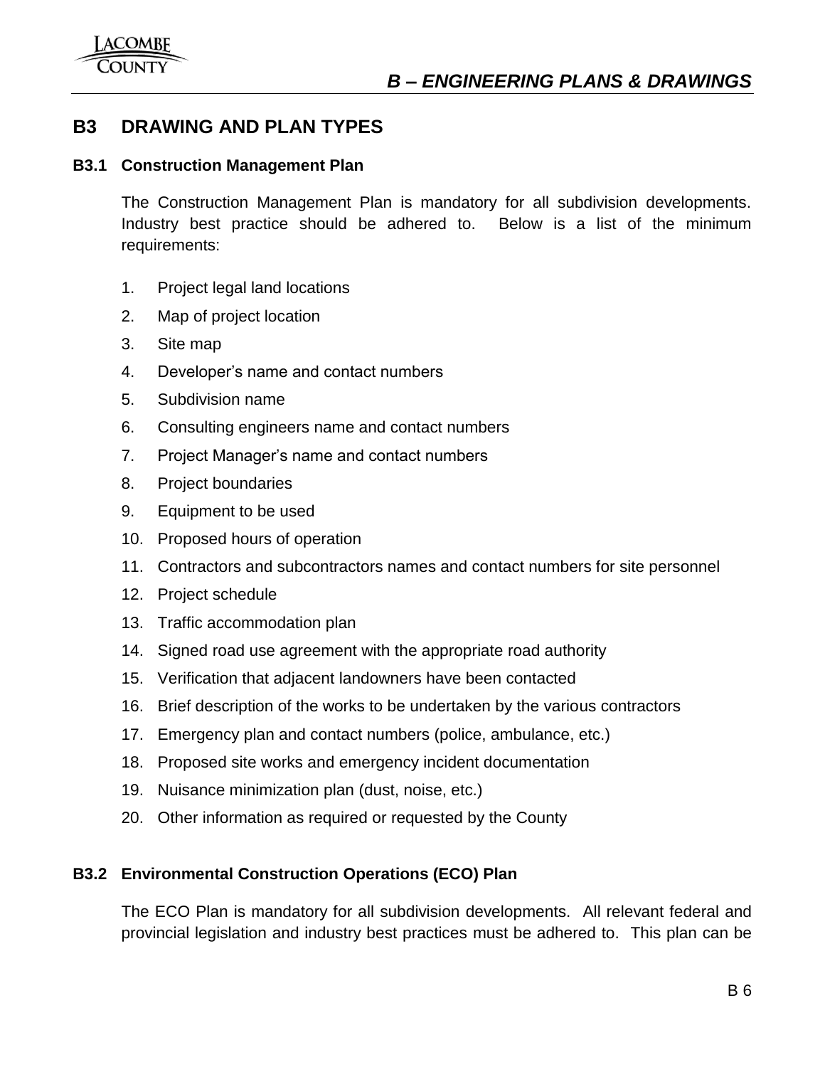## B3 DRAWING AND PLAN TYPES

### B3.1 Construction Management Plan

The Construction Management Plan is mandatory for all subdivision developments. Industry best practice should be adhered to. Below is a list of the minimum requirements:

1. Project legal land locations
2. Map of project location
3. Site map
4. Developer's name and contact numbers
5. Subdivision name
6. Consulting engineers name and contact numbers
7. Project Manager's name and contact numbers
8. Project boundaries
9. Equipment to be used
10. Proposed hours of operation
11. Contractors and subcontractors names and contact numbers for site personnel
12. Project schedule
13. Traffic accommodation plan
14. Signed road use agreement with the appropriate road authority
15. Verification that adjacent landowners have been contacted
16. Brief description of the works to be undertaken by the various contractors
17. Emergency plan and contact numbers (police, ambulance, etc.)
18. Proposed site works and emergency incident documentation
19. Nuisance minimization plan (dust, noise, etc.)
20. Other information as required or requested by the County

### B3.2 Environmental Construction Operations (ECO) Plan

The ECO Plan is mandatory for all subdivision developments. All relevant federal and provincial legislation and industry best practices must be adhered to. This plan can be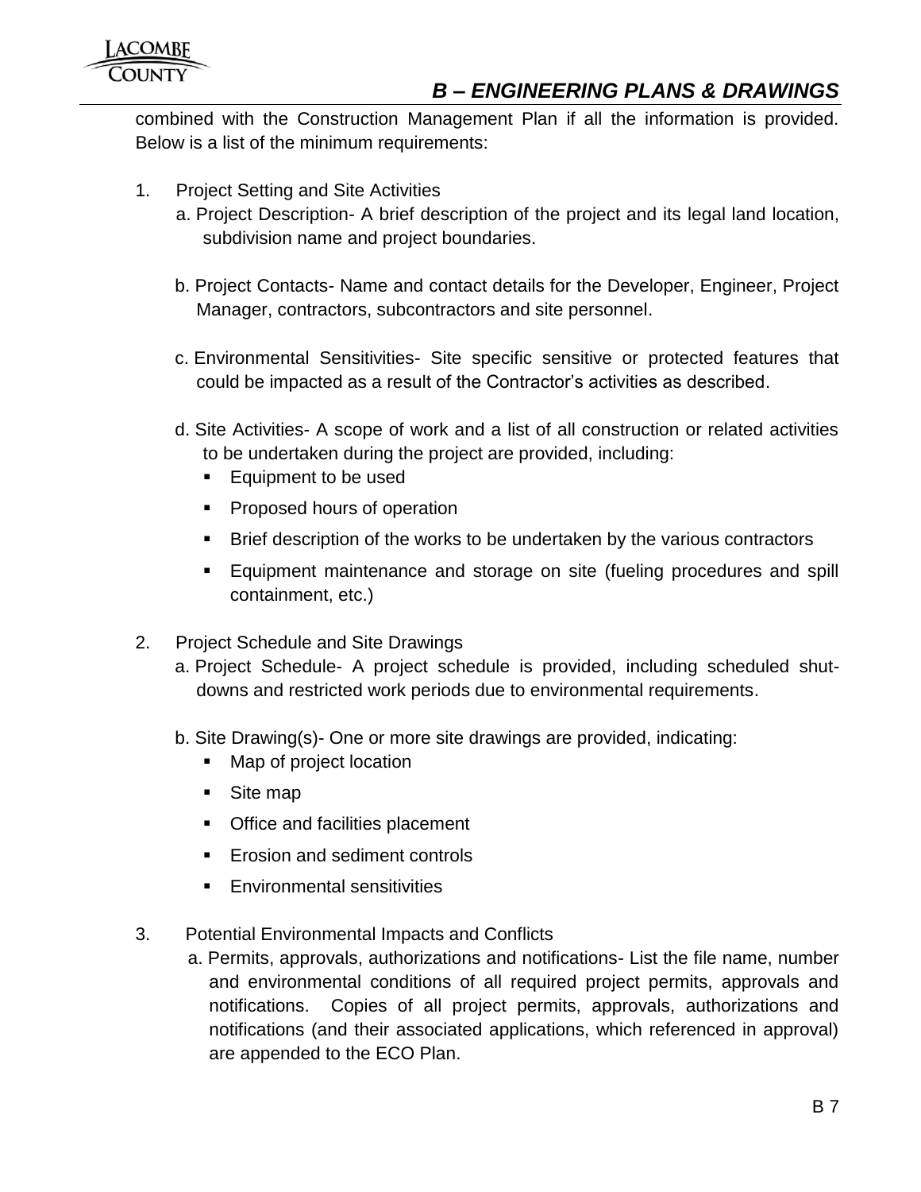combined with the Construction Management Plan if all the information is provided. Below is a list of the minimum requirements:

1. Project Setting and Site Activities
   a. Project Description- A brief description of the project and its legal land location, subdivision name and project boundaries.

   b. Project Contacts- Name and contact details for the Developer, Engineer, Project Manager, contractors, subcontractors and site personnel.

   c. Environmental Sensitivities- Site specific sensitive or protected features that could be impacted as a result of the Contractor's activities as described.

   d. Site Activities- A scope of work and a list of all construction or related activities to be undertaken during the project are provided, including:
      - Equipment to be used
      - Proposed hours of operation
      - Brief description of the works to be undertaken by the various contractors
      - Equipment maintenance and storage on site (fueling procedures and spill containment, etc.)

2. Project Schedule and Site Drawings
   a. Project Schedule- A project schedule is provided, including scheduled shut-downs and restricted work periods due to environmental requirements.

   b. Site Drawing(s)- One or more site drawings are provided, indicating:
      - Map of project location
      - Site map
      - Office and facilities placement
      - Erosion and sediment controls
      - Environmental sensitivities

3. Potential Environmental Impacts and Conflicts
   a. Permits, approvals, authorizations and notifications- List the file name, number and environmental conditions of all required project permits, approvals and notifications. Copies of all project permits, approvals, authorizations and notifications (and their associated applications, which referenced in approval) are appended to the ECO Plan.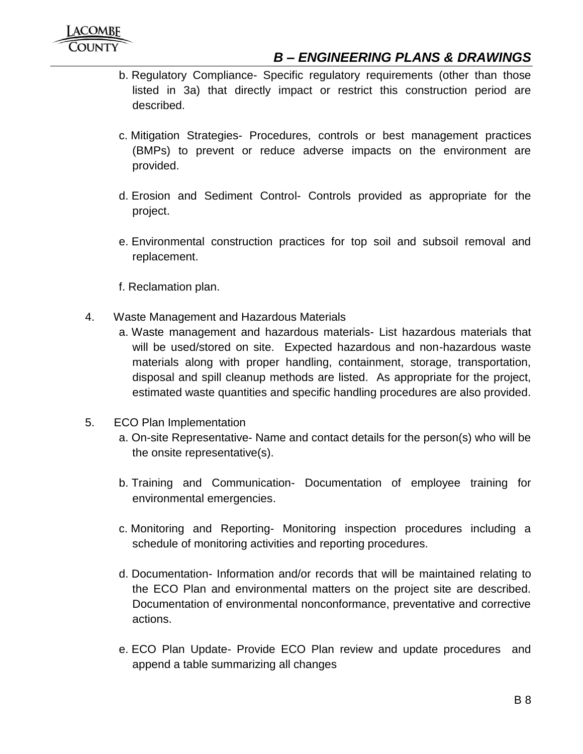b. Regulatory Compliance- Specific regulatory requirements (other than those listed in 3a) that directly impact or restrict this construction period are described.

c. Mitigation Strategies- Procedures, controls or best management practices (BMPs) to prevent or reduce adverse impacts on the environment are provided.

d. Erosion and Sediment Control- Controls provided as appropriate for the project.

e. Environmental construction practices for top soil and subsoil removal and replacement.

f. Reclamation plan.

4. Waste Management and Hazardous Materials
   a. Waste management and hazardous materials- List hazardous materials that will be used/stored on site. Expected hazardous and non-hazardous waste materials along with proper handling, containment, storage, transportation, disposal and spill cleanup methods are listed. As appropriate for the project, estimated waste quantities and specific handling procedures are also provided.

5. ECO Plan Implementation
   a. On-site Representative- Name and contact details for the person(s) who will be the onsite representative(s).

   b. Training and Communication- Documentation of employee training for environmental emergencies.

   c. Monitoring and Reporting- Monitoring inspection procedures including a schedule of monitoring activities and reporting procedures.

   d. Documentation- Information and/or records that will be maintained relating to the ECO Plan and environmental matters on the project site are described. Documentation of environmental nonconformance, preventative and corrective actions.

   e. ECO Plan Update- Provide ECO Plan review and update procedures and append a table summarizing all changes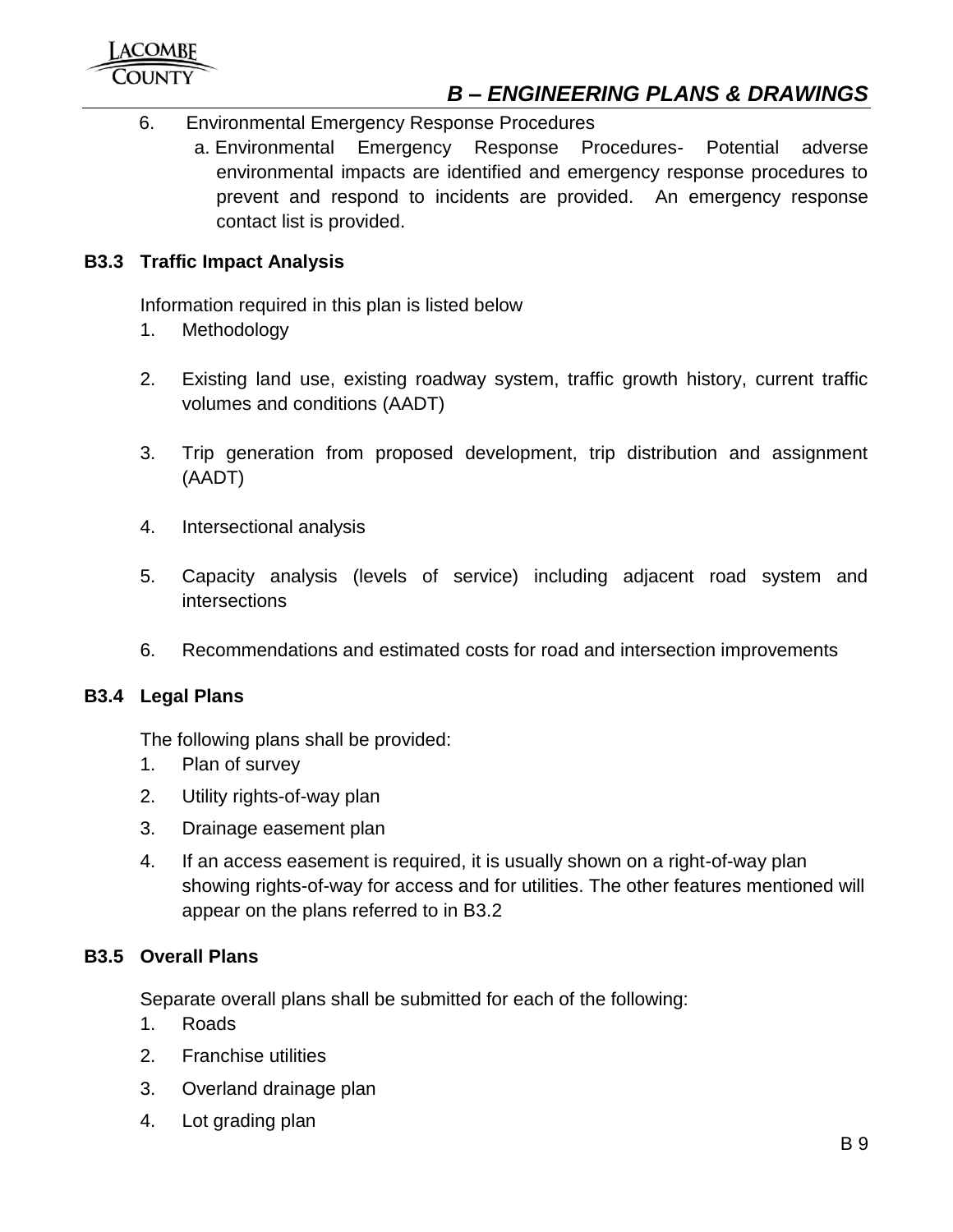6. Environmental Emergency Response Procedures
    a. Environmental Emergency Response Procedures- Potential adverse environmental impacts are identified and emergency response procedures to prevent and respond to incidents are provided. An emergency response contact list is provided.

### B3.3 Traffic Impact Analysis

Information required in this plan is listed below

1. Methodology

2. Existing land use, existing roadway system, traffic growth history, current traffic volumes and conditions (AADT)

3. Trip generation from proposed development, trip distribution and assignment (AADT)

4. Intersectional analysis

5. Capacity analysis (levels of service) including adjacent road system and intersections

6. Recommendations and estimated costs for road and intersection improvements

### B3.4 Legal Plans

The following plans shall be provided:

1. Plan of survey
2. Utility rights-of-way plan
3. Drainage easement plan
4. If an access easement is required, it is usually shown on a right-of-way plan showing rights-of-way for access and for utilities. The other features mentioned will appear on the plans referred to in B3.2

### B3.5 Overall Plans

Separate overall plans shall be submitted for each of the following:

1. Roads
2. Franchise utilities
3. Overland drainage plan
4. Lot grading plan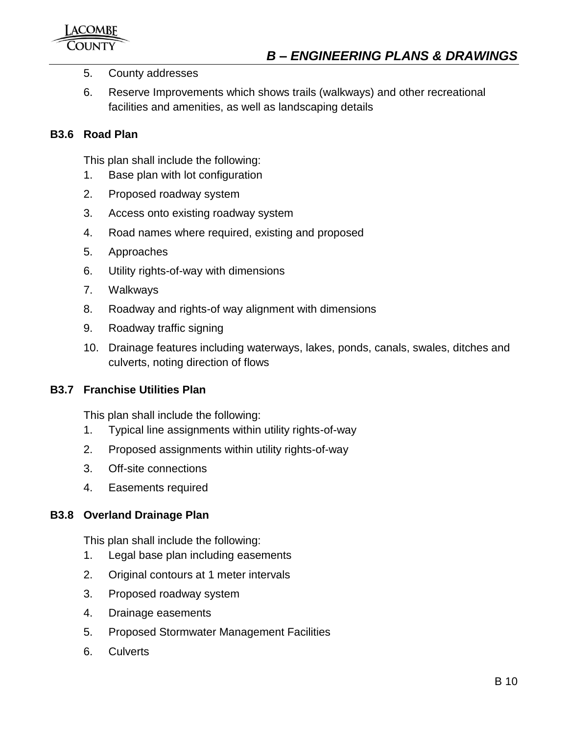5. County addresses
6. Reserve Improvements which shows trails (walkways) and other recreational facilities and amenities, as well as landscaping details

### B3.6 Road Plan

This plan shall include the following:

1. Base plan with lot configuration
2. Proposed roadway system
3. Access onto existing roadway system
4. Road names where required, existing and proposed
5. Approaches
6. Utility rights-of-way with dimensions
7. Walkways
8. Roadway and rights-of way alignment with dimensions
9. Roadway traffic signing
10. Drainage features including waterways, lakes, ponds, canals, swales, ditches and culverts, noting direction of flows

### B3.7 Franchise Utilities Plan

This plan shall include the following:

1. Typical line assignments within utility rights-of-way
2. Proposed assignments within utility rights-of-way
3. Off-site connections
4. Easements required

### B3.8 Overland Drainage Plan

This plan shall include the following:

1. Legal base plan including easements
2. Original contours at 1 meter intervals
3. Proposed roadway system
4. Drainage easements
5. Proposed Stormwater Management Facilities
6. Culverts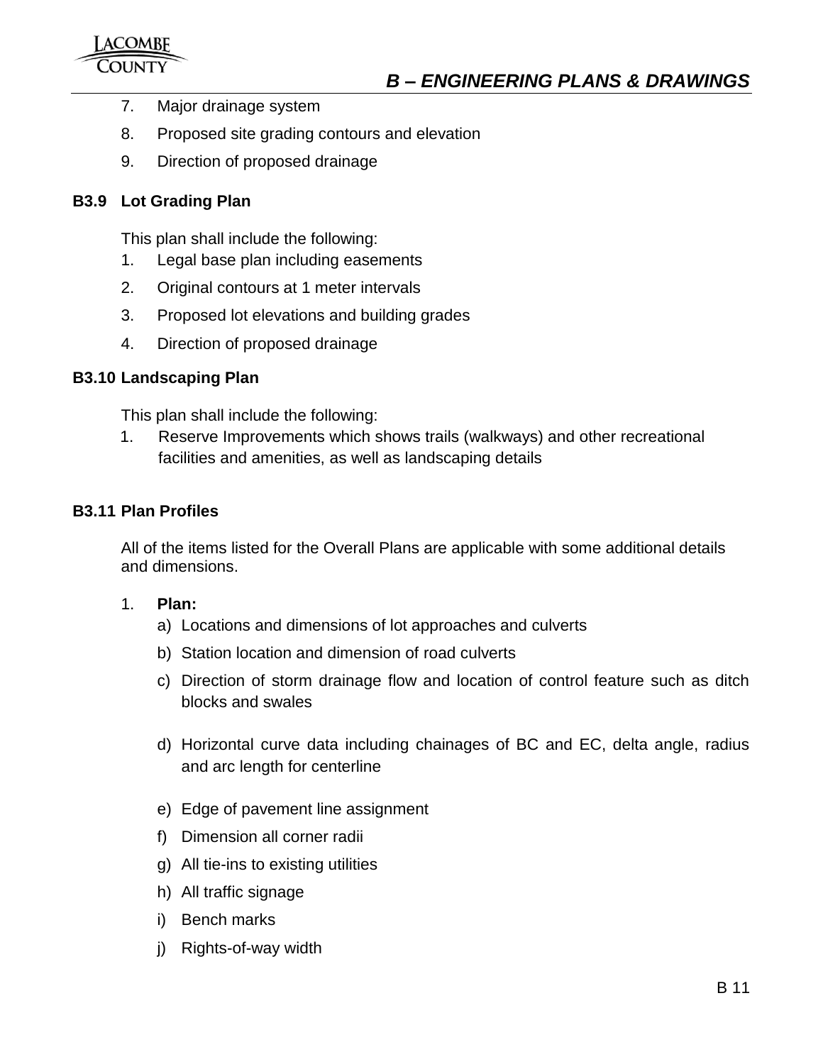7. Major drainage system
8. Proposed site grading contours and elevation
9. Direction of proposed drainage

### B3.9 Lot Grading Plan

This plan shall include the following:

1. Legal base plan including easements
2. Original contours at 1 meter intervals
3. Proposed lot elevations and building grades
4. Direction of proposed drainage

### B3.10 Landscaping Plan

This plan shall include the following:

1. Reserve Improvements which shows trails (walkways) and other recreational facilities and amenities, as well as landscaping details

### B3.11 Plan Profiles

All of the items listed for the Overall Plans are applicable with some additional details and dimensions.

1. **Plan:**
   a) Locations and dimensions of lot approaches and culverts
   b) Station location and dimension of road culverts
   c) Direction of storm drainage flow and location of control feature such as ditch blocks and swales
   d) Horizontal curve data including chainages of BC and EC, delta angle, radius and arc length for centerline
   e) Edge of pavement line assignment
   f) Dimension all corner radii
   g) All tie-ins to existing utilities
   h) All traffic signage
   i) Bench marks
   j) Rights-of-way width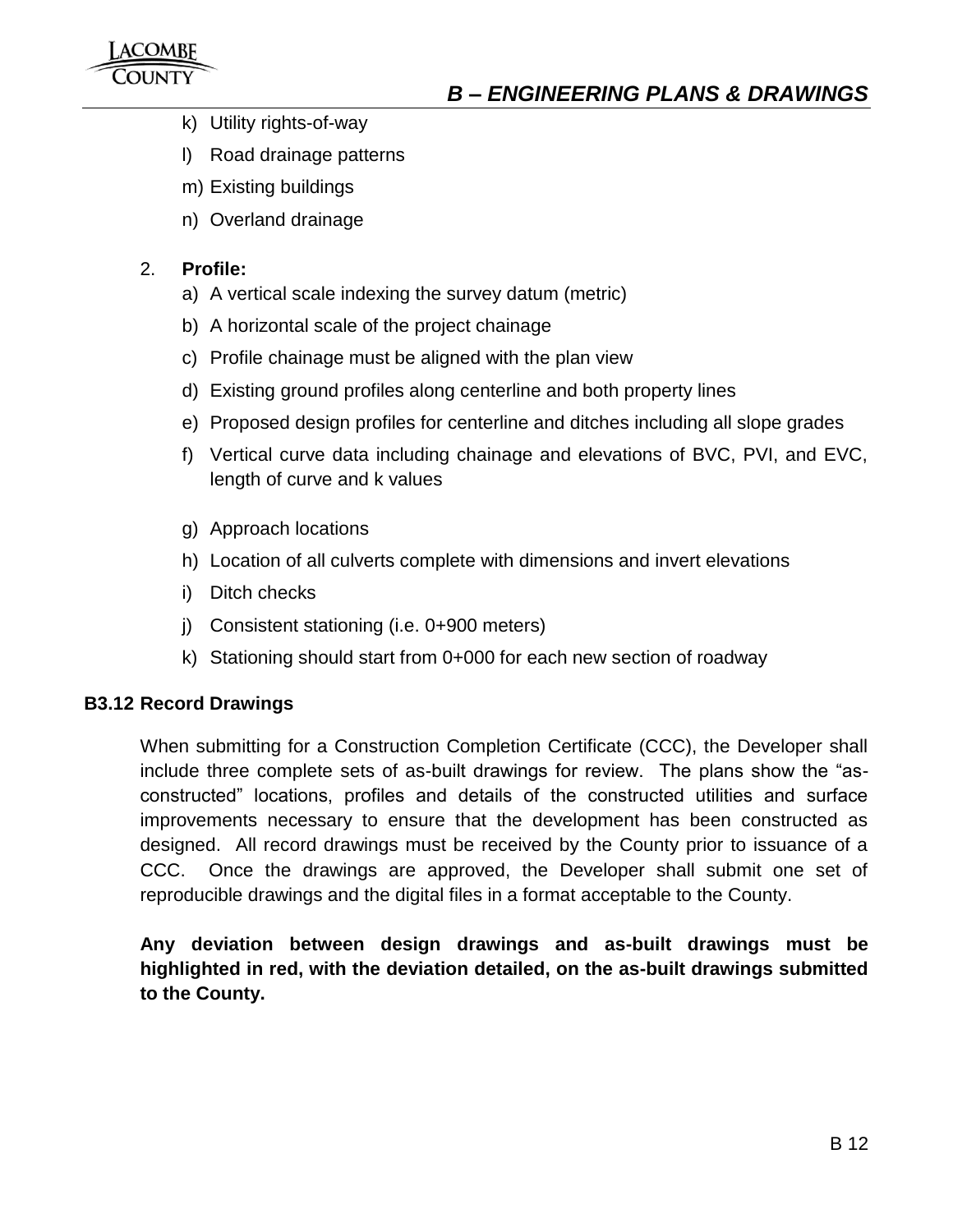k) Utility rights-of-way

l) Road drainage patterns

m) Existing buildings

n) Overland drainage

2. **Profile:**

a) A vertical scale indexing the survey datum (metric)

b) A horizontal scale of the project chainage

c) Profile chainage must be aligned with the plan view

d) Existing ground profiles along centerline and both property lines

e) Proposed design profiles for centerline and ditches including all slope grades

f) Vertical curve data including chainage and elevations of BVC, PVI, and EVC, length of curve and k values

g) Approach locations

h) Location of all culverts complete with dimensions and invert elevations

i) Ditch checks

j) Consistent stationing (i.e. 0+900 meters)

k) Stationing should start from 0+000 for each new section of roadway

### B3.12 Record Drawings

When submitting for a Construction Completion Certificate (CCC), the Developer shall include three complete sets of as-built drawings for review. The plans show the "as-constructed" locations, profiles and details of the constructed utilities and surface improvements necessary to ensure that the development has been constructed as designed. All record drawings must be received by the County prior to issuance of a CCC. Once the drawings are approved, the Developer shall submit one set of reproducible drawings and the digital files in a format acceptable to the County.

**Any deviation between design drawings and as-built drawings must be highlighted in red, with the deviation detailed, on the as-built drawings submitted to the County.**